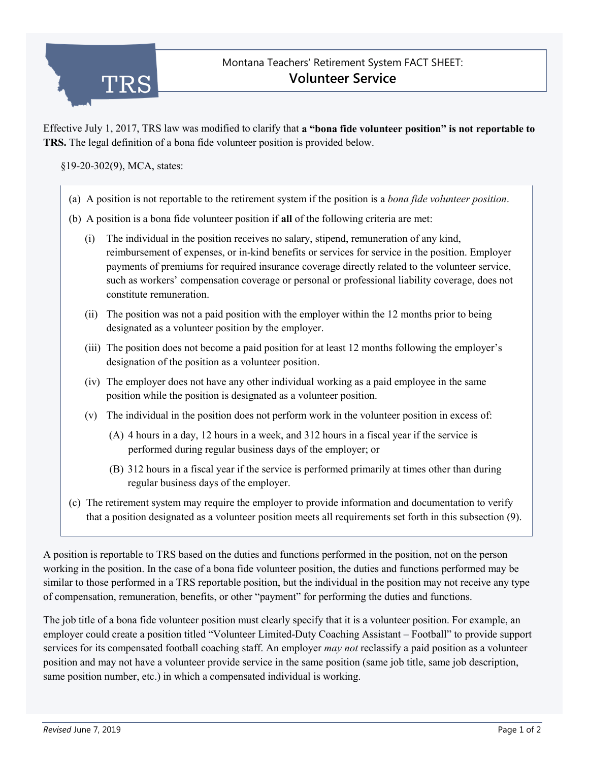Montana Teachers' Retirement System FACT SHEET:

# Volunteer Service

Effective July 1, 2017, TRS law was modified to clarify that **a "bona fide volunteer position" is not reportable to TRS.** The legal definition of a bona fide volunteer position is provided below.

§19-20-302(9), MCA, states:

> (a) A position is not reportable to the retirement system if the position is a *bona fide volunteer position*.
>
> (b) A position is a bona fide volunteer position if **all** of the following criteria are met:
>
> (i) The individual in the position receives no salary, stipend, remuneration of any kind, reimbursement of expenses, or in-kind benefits or services for service in the position. Employer payments of premiums for required insurance coverage directly related to the volunteer service, such as workers' compensation coverage or personal or professional liability coverage, does not constitute remuneration.
>
> (ii) The position was not a paid position with the employer within the 12 months prior to being designated as a volunteer position by the employer.
>
> (iii) The position does not become a paid position for at least 12 months following the employer's designation of the position as a volunteer position.
>
> (iv) The employer does not have any other individual working as a paid employee in the same position while the position is designated as a volunteer position.
>
> (v) The individual in the position does not perform work in the volunteer position in excess of:
>
> (A) 4 hours in a day, 12 hours in a week, and 312 hours in a fiscal year if the service is performed during regular business days of the employer; or
>
> (B) 312 hours in a fiscal year if the service is performed primarily at times other than during regular business days of the employer.
>
> (c) The retirement system may require the employer to provide information and documentation to verify that a position designated as a volunteer position meets all requirements set forth in this subsection (9).

A position is reportable to TRS based on the duties and functions performed in the position, not on the person working in the position. In the case of a bona fide volunteer position, the duties and functions performed may be similar to those performed in a TRS reportable position, but the individual in the position may not receive any type of compensation, remuneration, benefits, or other "payment" for performing the duties and functions.

The job title of a bona fide volunteer position must clearly specify that it is a volunteer position. For example, an employer could create a position titled "Volunteer Limited-Duty Coaching Assistant – Football" to provide support services for its compensated football coaching staff. An employer *may not* reclassify a paid position as a volunteer position and may not have a volunteer provide service in the same position (same job title, same job description, same position number, etc.) in which a compensated individual is working.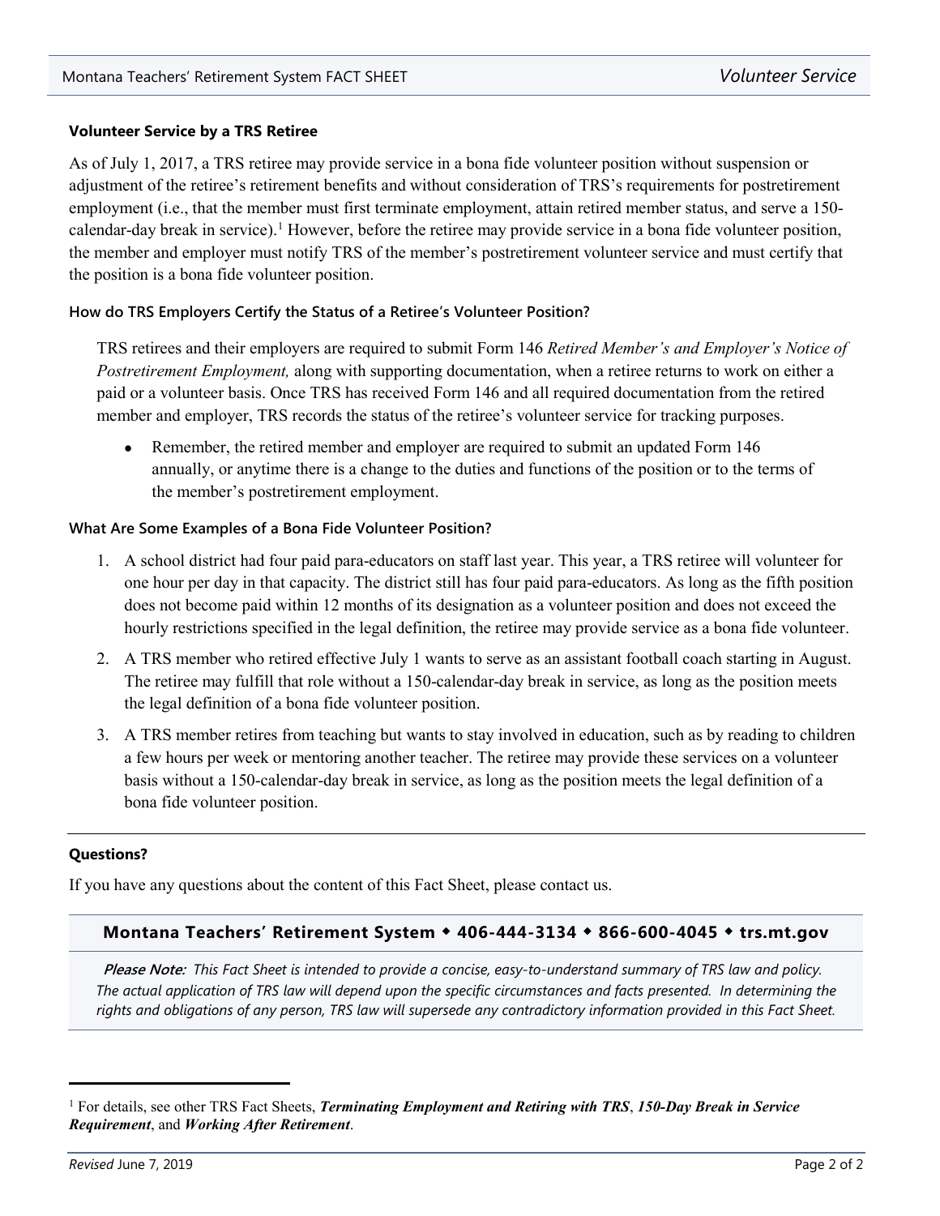### Volunteer Service by a TRS Retiree

As of July 1, 2017, a TRS retiree may provide service in a bona fide volunteer position without suspension or adjustment of the retiree's retirement benefits and without consideration of TRS's requirements for postretirement employment (i.e., that the member must first terminate employment, attain retired member status, and serve a 150-calendar-day break in service).[1] However, before the retiree may provide service in a bona fide volunteer position, the member and employer must notify TRS of the member's postretirement volunteer service and must certify that the position is a bona fide volunteer position.

#### How do TRS Employers Certify the Status of a Retiree's Volunteer Position?

TRS retirees and their employers are required to submit Form 146 *Retired Member's and Employer's Notice of Postretirement Employment,* along with supporting documentation, when a retiree returns to work on either a paid or a volunteer basis. Once TRS has received Form 146 and all required documentation from the retired member and employer, TRS records the status of the retiree's volunteer service for tracking purposes.

- Remember, the retired member and employer are required to submit an updated Form 146 annually, or anytime there is a change to the duties and functions of the position or to the terms of the member's postretirement employment.

#### What Are Some Examples of a Bona Fide Volunteer Position?

1. A school district had four paid para-educators on staff last year. This year, a TRS retiree will volunteer for one hour per day in that capacity. The district still has four paid para-educators. As long as the fifth position does not become paid within 12 months of its designation as a volunteer position and does not exceed the hourly restrictions specified in the legal definition, the retiree may provide service as a bona fide volunteer.
2. A TRS member who retired effective July 1 wants to serve as an assistant football coach starting in August. The retiree may fulfill that role without a 150-calendar-day break in service, as long as the position meets the legal definition of a bona fide volunteer position.
3. A TRS member retires from teaching but wants to stay involved in education, such as by reading to children a few hours per week or mentoring another teacher. The retiree may provide these services on a volunteer basis without a 150-calendar-day break in service, as long as the position meets the legal definition of a bona fide volunteer position.

---

### Questions?

If you have any questions about the content of this Fact Sheet, please contact us.

**Montana Teachers' Retirement System ◆ 406-444-3134 ◆ 866-600-4045 ◆ trs.mt.gov**

***Please Note:*** *This Fact Sheet is intended to provide a concise, easy-to-understand summary of TRS law and policy. The actual application of TRS law will depend upon the specific circumstances and facts presented. In determining the rights and obligations of any person, TRS law will supersede any contradictory information provided in this Fact Sheet.*

---

[1] For details, see other TRS Fact Sheets, ***Terminating Employment and Retiring with TRS***, ***150-Day Break in Service Requirement***, and ***Working After Retirement***.

*Revised* June 7, 2019